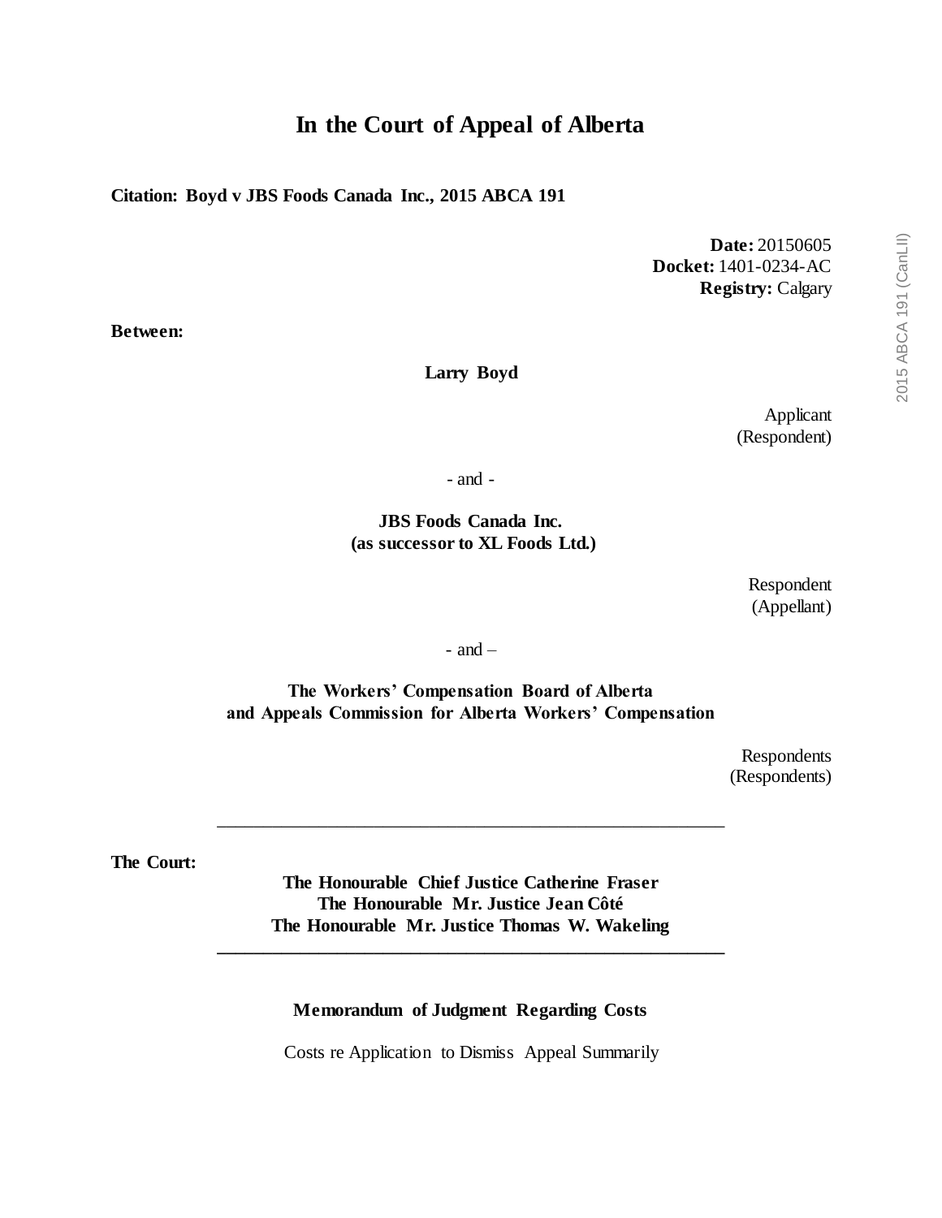# In the Court of Appeal of Alberta

**Citation: Boyd v JBS Foods Canada Inc., 2015 ABCA 191**

**Date:** 20150605
**Docket:** 1401-0234-AC
**Registry:** Calgary

**Between:**

**Larry Boyd**

Applicant
(Respondent)

- and -

**JBS Foods Canada Inc.**
**(as successor to XL Foods Ltd.)**

Respondent
(Appellant)

- and –

**The Workers' Compensation Board of Alberta**
**and Appeals Commission for Alberta Workers' Compensation**

Respondents
(Respondents)

---

**The Court:**

**The Honourable Chief Justice Catherine Fraser**
**The Honourable Mr. Justice Jean Côté**
**The Honourable Mr. Justice Thomas W. Wakeling**

---

**Memorandum of Judgment Regarding Costs**

Costs re Application to Dismiss Appeal Summarily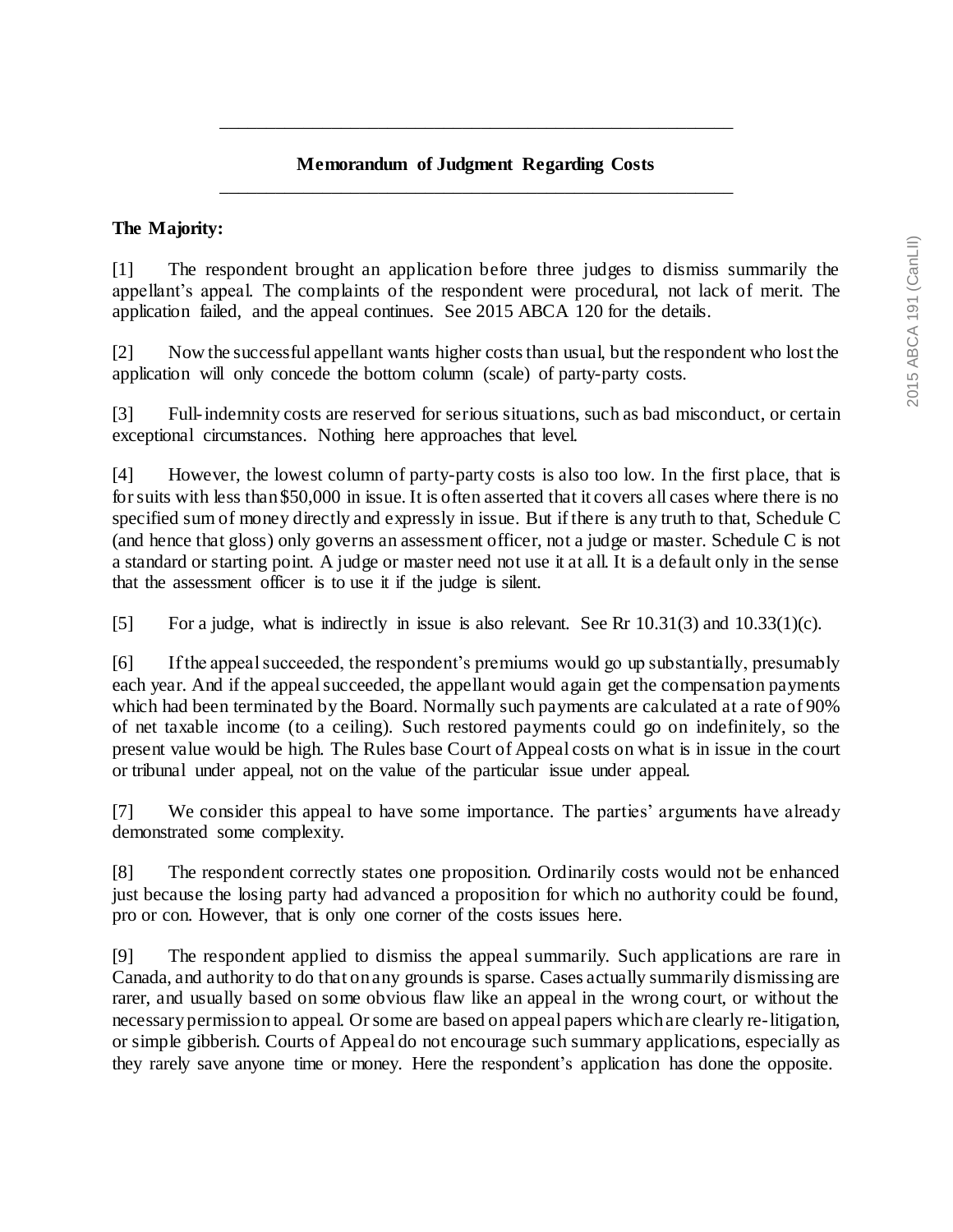## Memorandum of Judgment Regarding Costs

**The Majority:**

[1] The respondent brought an application before three judges to dismiss summarily the appellant's appeal. The complaints of the respondent were procedural, not lack of merit. The application failed, and the appeal continues. See 2015 ABCA 120 for the details.

[2] Now the successful appellant wants higher costs than usual, but the respondent who lost the application will only concede the bottom column (scale) of party-party costs.

[3] Full-indemnity costs are reserved for serious situations, such as bad misconduct, or certain exceptional circumstances. Nothing here approaches that level.

[4] However, the lowest column of party-party costs is also too low. In the first place, that is for suits with less than $50,000 in issue. It is often asserted that it covers all cases where there is no specified sum of money directly and expressly in issue. But if there is any truth to that, Schedule C (and hence that gloss) only governs an assessment officer, not a judge or master. Schedule C is not a standard or starting point. A judge or master need not use it at all. It is a default only in the sense that the assessment officer is to use it if the judge is silent.

[5] For a judge, what is indirectly in issue is also relevant. See Rr 10.31(3) and 10.33(1)(c).

[6] If the appeal succeeded, the respondent's premiums would go up substantially, presumably each year. And if the appeal succeeded, the appellant would again get the compensation payments which had been terminated by the Board. Normally such payments are calculated at a rate of 90% of net taxable income (to a ceiling). Such restored payments could go on indefinitely, so the present value would be high. The Rules base Court of Appeal costs on what is in issue in the court or tribunal under appeal, not on the value of the particular issue under appeal.

[7] We consider this appeal to have some importance. The parties' arguments have already demonstrated some complexity.

[8] The respondent correctly states one proposition. Ordinarily costs would not be enhanced just because the losing party had advanced a proposition for which no authority could be found, pro or con. However, that is only one corner of the costs issues here.

[9] The respondent applied to dismiss the appeal summarily. Such applications are rare in Canada, and authority to do that on any grounds is sparse. Cases actually summarily dismissing are rarer, and usually based on some obvious flaw like an appeal in the wrong court, or without the necessary permission to appeal. Or some are based on appeal papers which are clearly re-litigation, or simple gibberish. Courts of Appeal do not encourage such summary applications, especially as they rarely save anyone time or money. Here the respondent's application has done the opposite.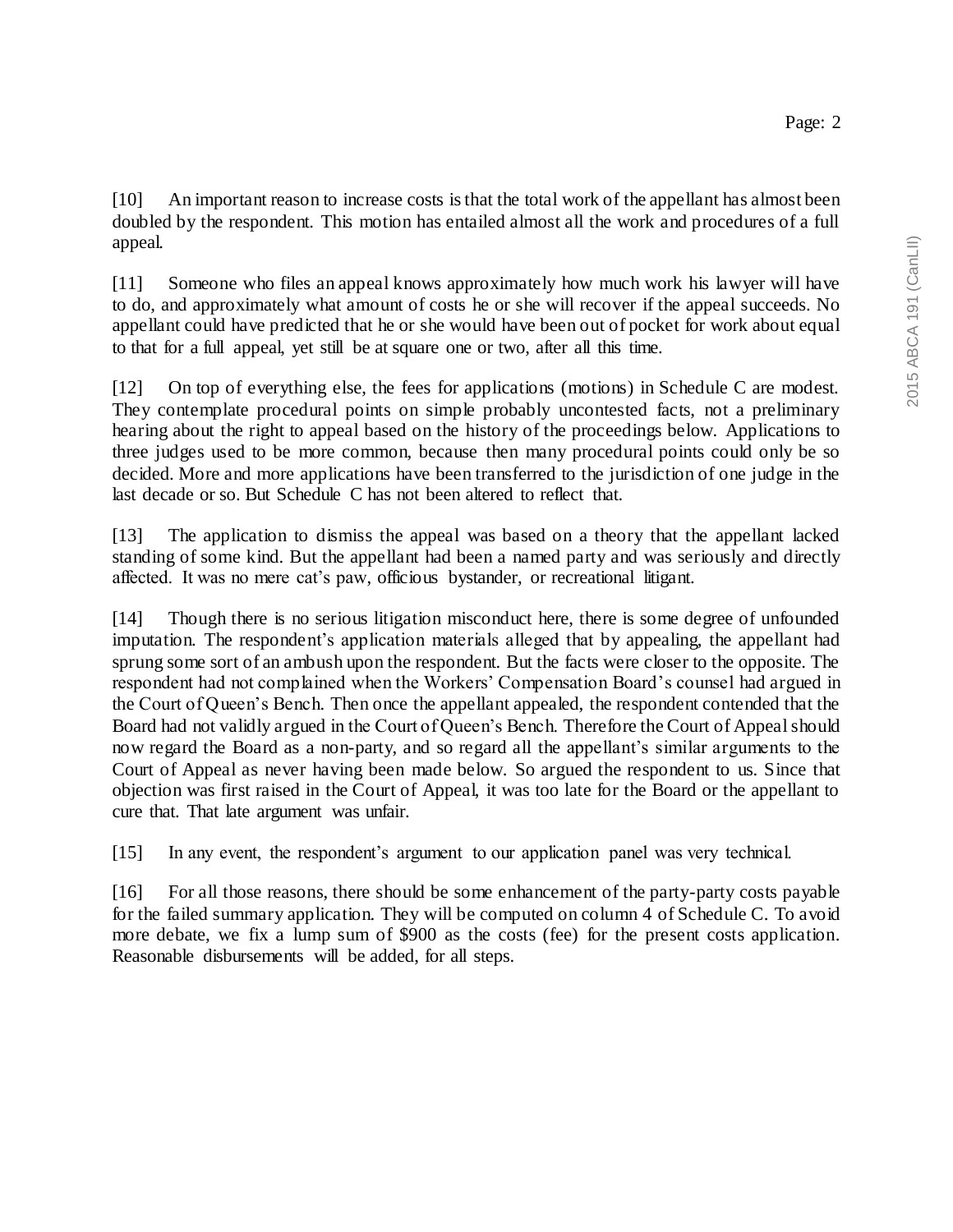[10] An important reason to increase costs is that the total work of the appellant has almost been doubled by the respondent. This motion has entailed almost all the work and procedures of a full appeal.

[11] Someone who files an appeal knows approximately how much work his lawyer will have to do, and approximately what amount of costs he or she will recover if the appeal succeeds. No appellant could have predicted that he or she would have been out of pocket for work about equal to that for a full appeal, yet still be at square one or two, after all this time.

[12] On top of everything else, the fees for applications (motions) in Schedule C are modest. They contemplate procedural points on simple probably uncontested facts, not a preliminary hearing about the right to appeal based on the history of the proceedings below. Applications to three judges used to be more common, because then many procedural points could only be so decided. More and more applications have been transferred to the jurisdiction of one judge in the last decade or so. But Schedule C has not been altered to reflect that.

[13] The application to dismiss the appeal was based on a theory that the appellant lacked standing of some kind. But the appellant had been a named party and was seriously and directly affected. It was no mere cat's paw, officious bystander, or recreational litigant.

[14] Though there is no serious litigation misconduct here, there is some degree of unfounded imputation. The respondent's application materials alleged that by appealing, the appellant had sprung some sort of an ambush upon the respondent. But the facts were closer to the opposite. The respondent had not complained when the Workers' Compensation Board's counsel had argued in the Court of Queen's Bench. Then once the appellant appealed, the respondent contended that the Board had not validly argued in the Court of Queen's Bench. Therefore the Court of Appeal should now regard the Board as a non-party, and so regard all the appellant's similar arguments to the Court of Appeal as never having been made below. So argued the respondent to us. Since that objection was first raised in the Court of Appeal, it was too late for the Board or the appellant to cure that. That late argument was unfair.

[15] In any event, the respondent's argument to our application panel was very technical.

[16] For all those reasons, there should be some enhancement of the party-party costs payable for the failed summary application. They will be computed on column 4 of Schedule C. To avoid more debate, we fix a lump sum of $900 as the costs (fee) for the present costs application. Reasonable disbursements will be added, for all steps.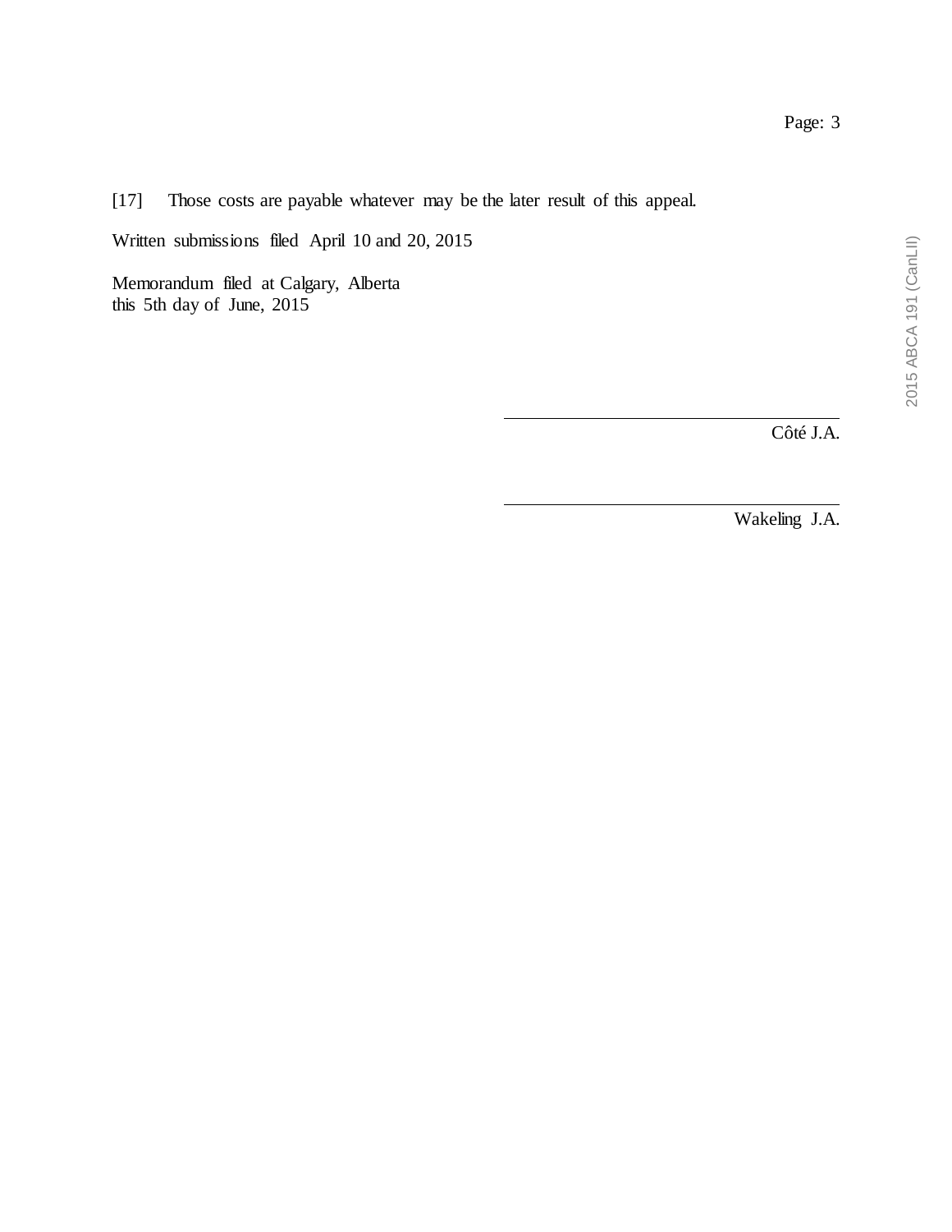[17] Those costs are payable whatever may be the later result of this appeal.

Written submissions filed April 10 and 20, 2015

Memorandum filed at Calgary, Alberta
this 5th day of June, 2015

Côté J.A.

Wakeling J.A.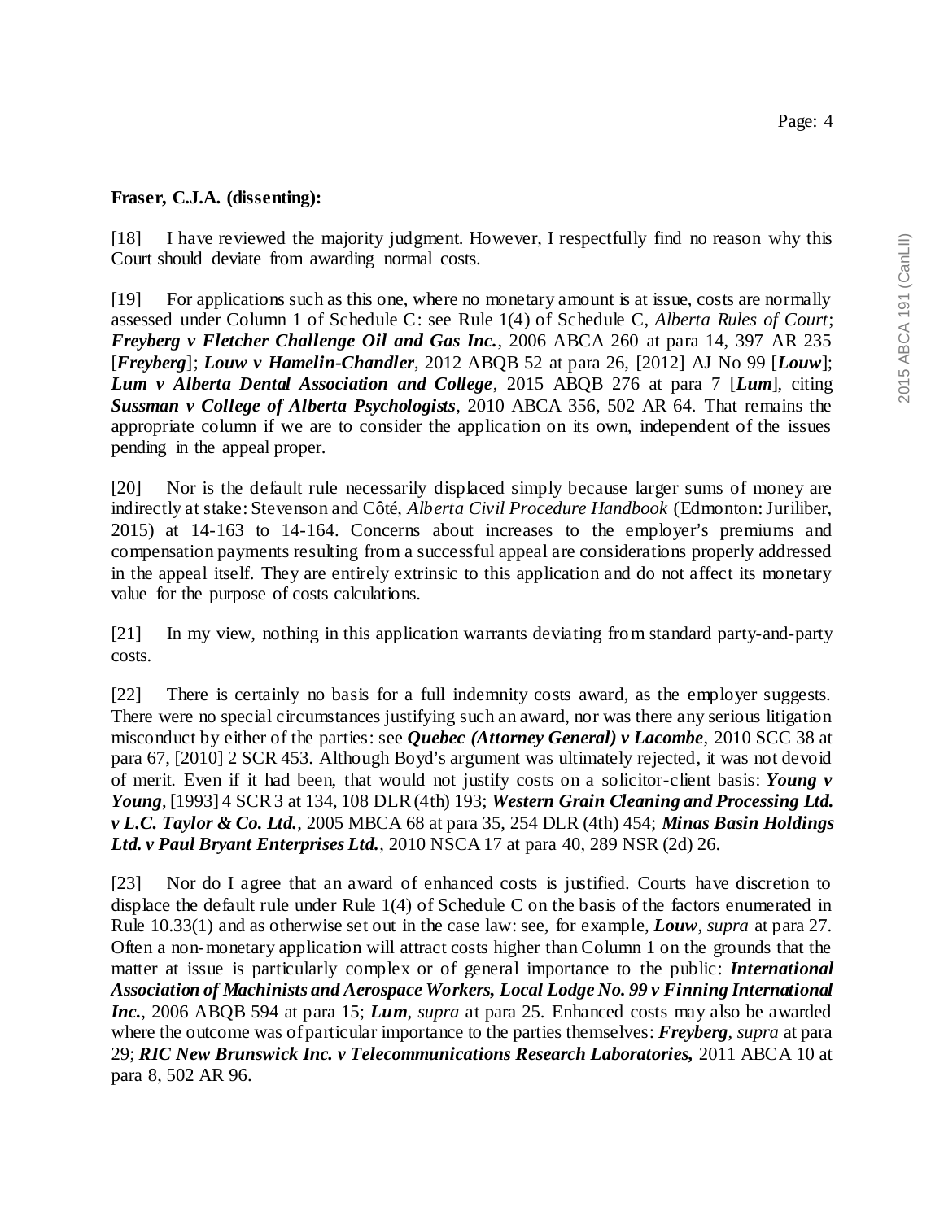**Fraser, C.J.A. (dissenting):**

[18] I have reviewed the majority judgment. However, I respectfully find no reason why this Court should deviate from awarding normal costs.

[19] For applications such as this one, where no monetary amount is at issue, costs are normally assessed under Column 1 of Schedule C: see Rule 1(4) of Schedule C, *Alberta Rules of Court*; ***Freyberg v Fletcher Challenge Oil and Gas Inc.***, 2006 ABCA 260 at para 14, 397 AR 235 [***Freyberg***]; ***Louw v Hamelin-Chandler***, 2012 ABQB 52 at para 26, [2012] AJ No 99 [***Louw***]; ***Lum v Alberta Dental Association and College***, 2015 ABQB 276 at para 7 [***Lum***], citing ***Sussman v College of Alberta Psychologists***, 2010 ABCA 356, 502 AR 64. That remains the appropriate column if we are to consider the application on its own, independent of the issues pending in the appeal proper.

[20] Nor is the default rule necessarily displaced simply because larger sums of money are indirectly at stake: Stevenson and Côté, *Alberta Civil Procedure Handbook* (Edmonton: Juriliber, 2015) at 14-163 to 14-164. Concerns about increases to the employer's premiums and compensation payments resulting from a successful appeal are considerations properly addressed in the appeal itself. They are entirely extrinsic to this application and do not affect its monetary value for the purpose of costs calculations.

[21] In my view, nothing in this application warrants deviating from standard party-and-party costs.

[22] There is certainly no basis for a full indemnity costs award, as the employer suggests. There were no special circumstances justifying such an award, nor was there any serious litigation misconduct by either of the parties: see ***Quebec (Attorney General) v Lacombe***, 2010 SCC 38 at para 67, [2010] 2 SCR 453. Although Boyd's argument was ultimately rejected, it was not devoid of merit. Even if it had been, that would not justify costs on a solicitor-client basis: ***Young v Young***, [1993] 4 SCR 3 at 134, 108 DLR (4th) 193; ***Western Grain Cleaning and Processing Ltd. v L.C. Taylor & Co. Ltd.***, 2005 MBCA 68 at para 35, 254 DLR (4th) 454; ***Minas Basin Holdings Ltd. v Paul Bryant Enterprises Ltd.***, 2010 NSCA 17 at para 40, 289 NSR (2d) 26.

[23] Nor do I agree that an award of enhanced costs is justified. Courts have discretion to displace the default rule under Rule 1(4) of Schedule C on the basis of the factors enumerated in Rule 10.33(1) and as otherwise set out in the case law: see, for example, ***Louw***, *supra* at para 27. Often a non-monetary application will attract costs higher than Column 1 on the grounds that the matter at issue is particularly complex or of general importance to the public: ***International Association of Machinists and Aerospace Workers, Local Lodge No. 99 v Finning International Inc.***, 2006 ABQB 594 at para 15; ***Lum***, *supra* at para 25. Enhanced costs may also be awarded where the outcome was of particular importance to the parties themselves: ***Freyberg***, *supra* at para 29; ***RIC New Brunswick Inc. v Telecommunications Research Laboratories,*** 2011 ABCA 10 at para 8, 502 AR 96.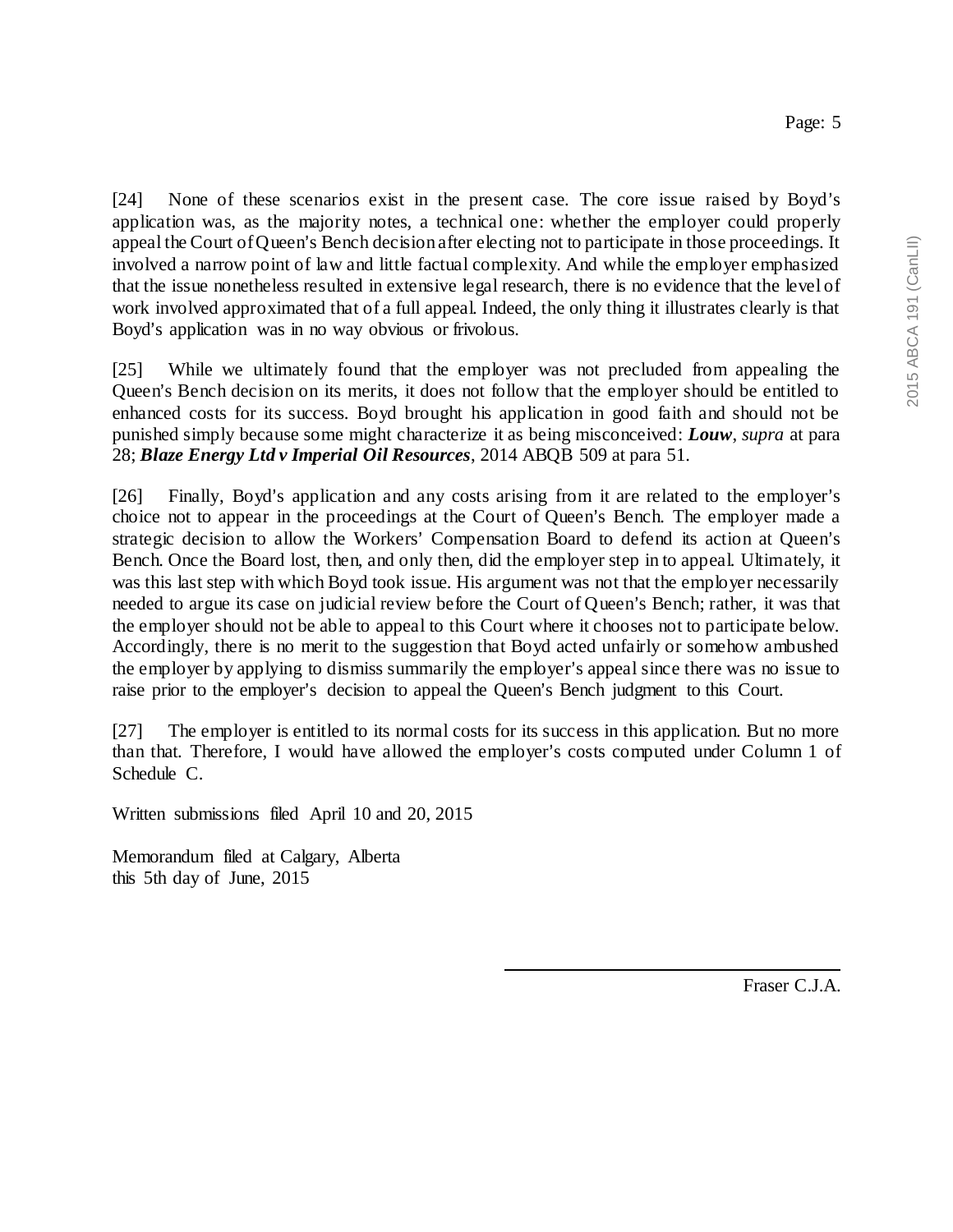[24] None of these scenarios exist in the present case. The core issue raised by Boyd's application was, as the majority notes, a technical one: whether the employer could properly appeal the Court of Queen's Bench decision after electing not to participate in those proceedings. It involved a narrow point of law and little factual complexity. And while the employer emphasized that the issue nonetheless resulted in extensive legal research, there is no evidence that the level of work involved approximated that of a full appeal. Indeed, the only thing it illustrates clearly is that Boyd's application was in no way obvious or frivolous.

[25] While we ultimately found that the employer was not precluded from appealing the Queen's Bench decision on its merits, it does not follow that the employer should be entitled to enhanced costs for its success. Boyd brought his application in good faith and should not be punished simply because some might characterize it as being misconceived: ***Louw***, *supra* at para 28; ***Blaze Energy Ltd v Imperial Oil Resources***, 2014 ABQB 509 at para 51.

[26] Finally, Boyd's application and any costs arising from it are related to the employer's choice not to appear in the proceedings at the Court of Queen's Bench. The employer made a strategic decision to allow the Workers' Compensation Board to defend its action at Queen's Bench. Once the Board lost, then, and only then, did the employer step in to appeal. Ultimately, it was this last step with which Boyd took issue. His argument was not that the employer necessarily needed to argue its case on judicial review before the Court of Queen's Bench; rather, it was that the employer should not be able to appeal to this Court where it chooses not to participate below. Accordingly, there is no merit to the suggestion that Boyd acted unfairly or somehow ambushed the employer by applying to dismiss summarily the employer's appeal since there was no issue to raise prior to the employer's decision to appeal the Queen's Bench judgment to this Court.

[27] The employer is entitled to its normal costs for its success in this application. But no more than that. Therefore, I would have allowed the employer's costs computed under Column 1 of Schedule C.

Written submissions filed April 10 and 20, 2015

Memorandum filed at Calgary, Alberta
this 5th day of June, 2015

Fraser C.J.A.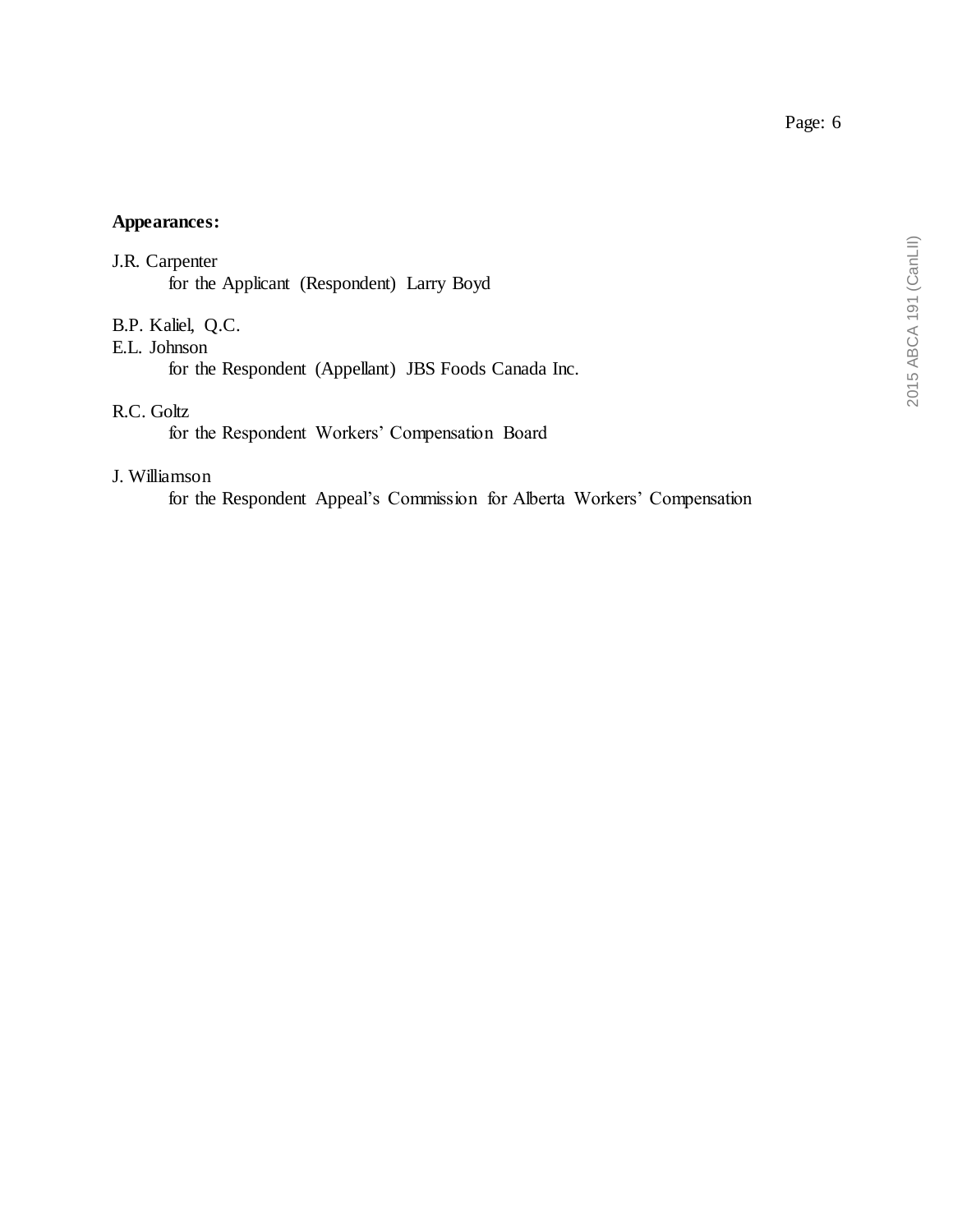**Appearances:**

J.R. Carpenter
for the Applicant (Respondent) Larry Boyd

B.P. Kaliel, Q.C.
E.L. Johnson
for the Respondent (Appellant) JBS Foods Canada Inc.

R.C. Goltz
for the Respondent Workers' Compensation Board

J. Williamson
for the Respondent Appeal's Commission for Alberta Workers' Compensation